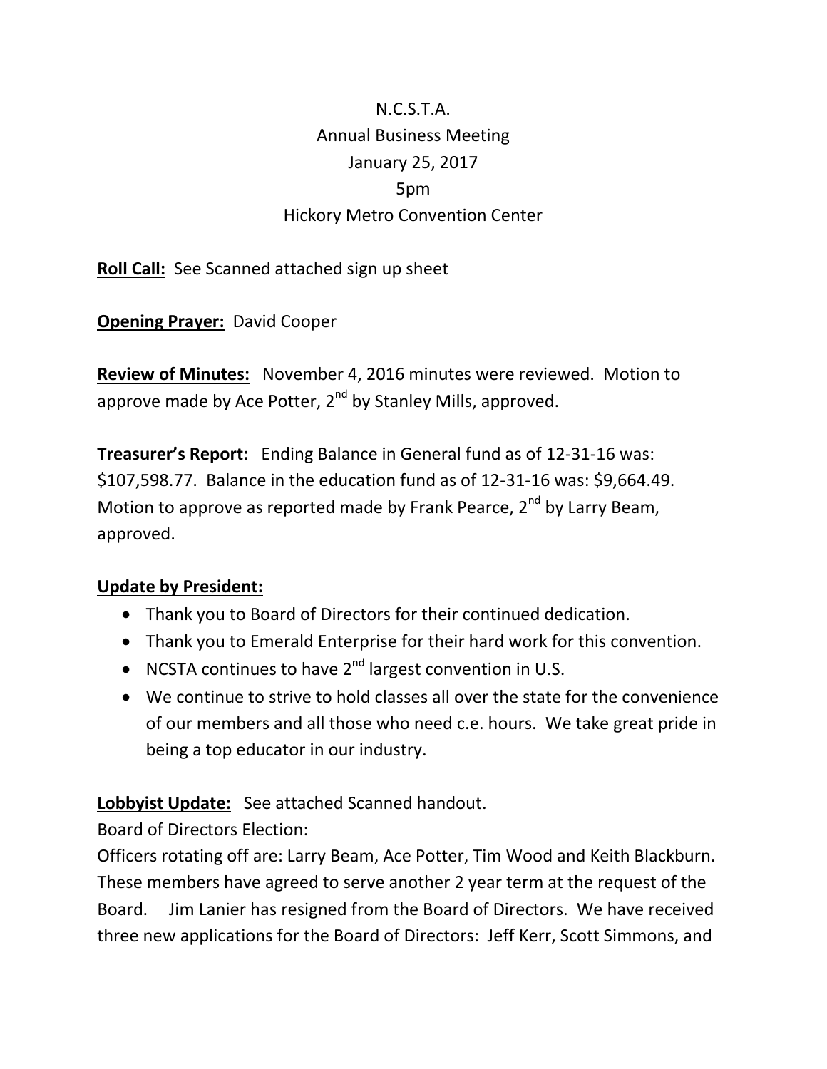N.C.S.T.A.

Annual Business Meeting

January 25, 2017

5pm

Hickory Metro Convention Center

**Roll Call:** See Scanned attached sign up sheet

**Opening Prayer:** David Cooper

**Review of Minutes:** November 4, 2016 minutes were reviewed. Motion to approve made by Ace Potter, 2nd by Stanley Mills, approved.

**Treasurer's Report:** Ending Balance in General fund as of 12-31-16 was: $107,598.77. Balance in the education fund as of 12-31-16 was: $9,664.49. Motion to approve as reported made by Frank Pearce, 2nd by Larry Beam, approved.

**Update by President:**

- Thank you to Board of Directors for their continued dedication.
- Thank you to Emerald Enterprise for their hard work for this convention.
- NCSTA continues to have 2nd largest convention in U.S.
- We continue to strive to hold classes all over the state for the convenience of our members and all those who need c.e. hours. We take great pride in being a top educator in our industry.

**Lobbyist Update:** See attached Scanned handout.

Board of Directors Election:

Officers rotating off are: Larry Beam, Ace Potter, Tim Wood and Keith Blackburn. These members have agreed to serve another 2 year term at the request of the Board. Jim Lanier has resigned from the Board of Directors. We have received three new applications for the Board of Directors: Jeff Kerr, Scott Simmons, and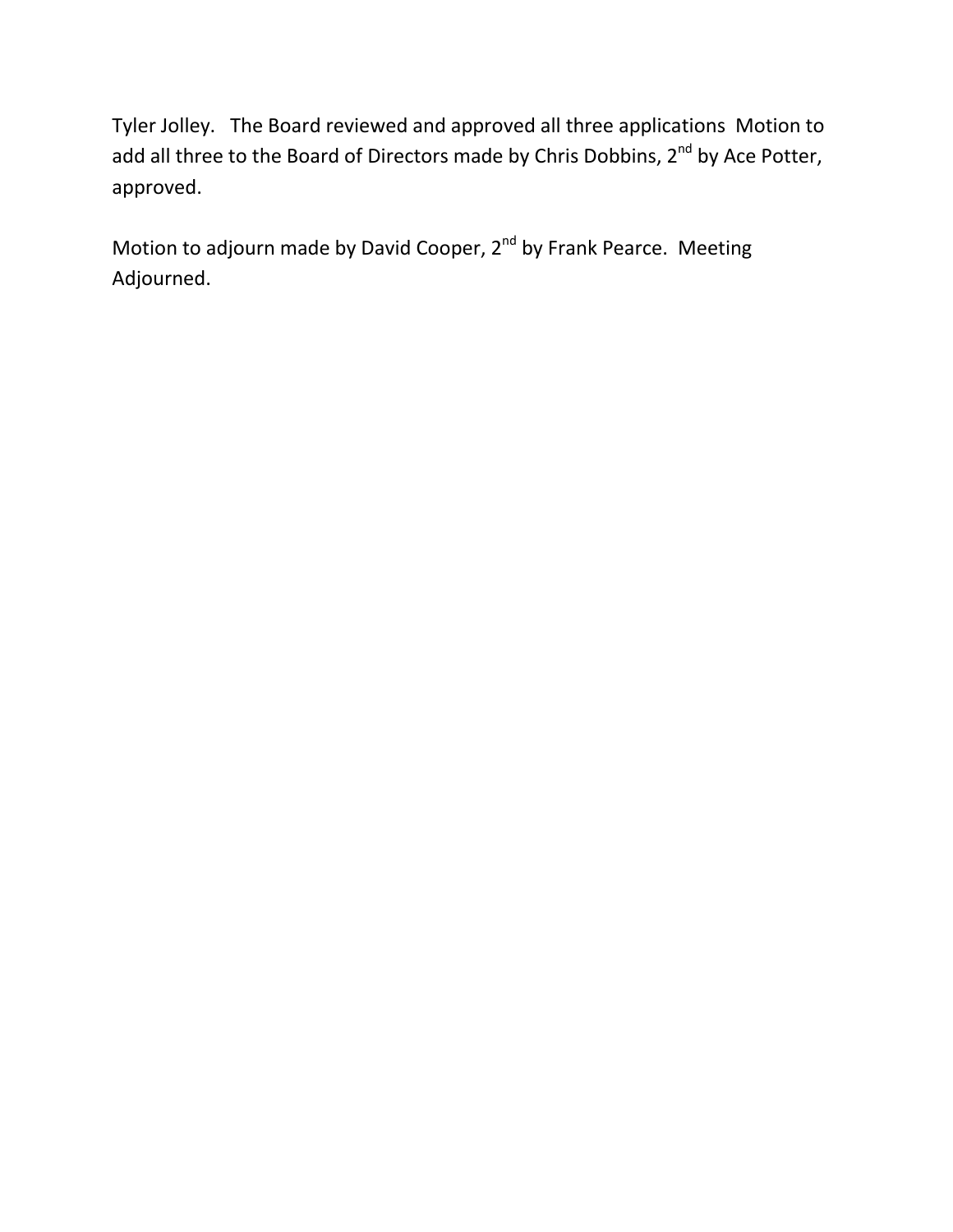Tyler Jolley. The Board reviewed and approved all three applications Motion to add all three to the Board of Directors made by Chris Dobbins, 2nd by Ace Potter, approved.

Motion to adjourn made by David Cooper, 2nd by Frank Pearce. Meeting Adjourned.